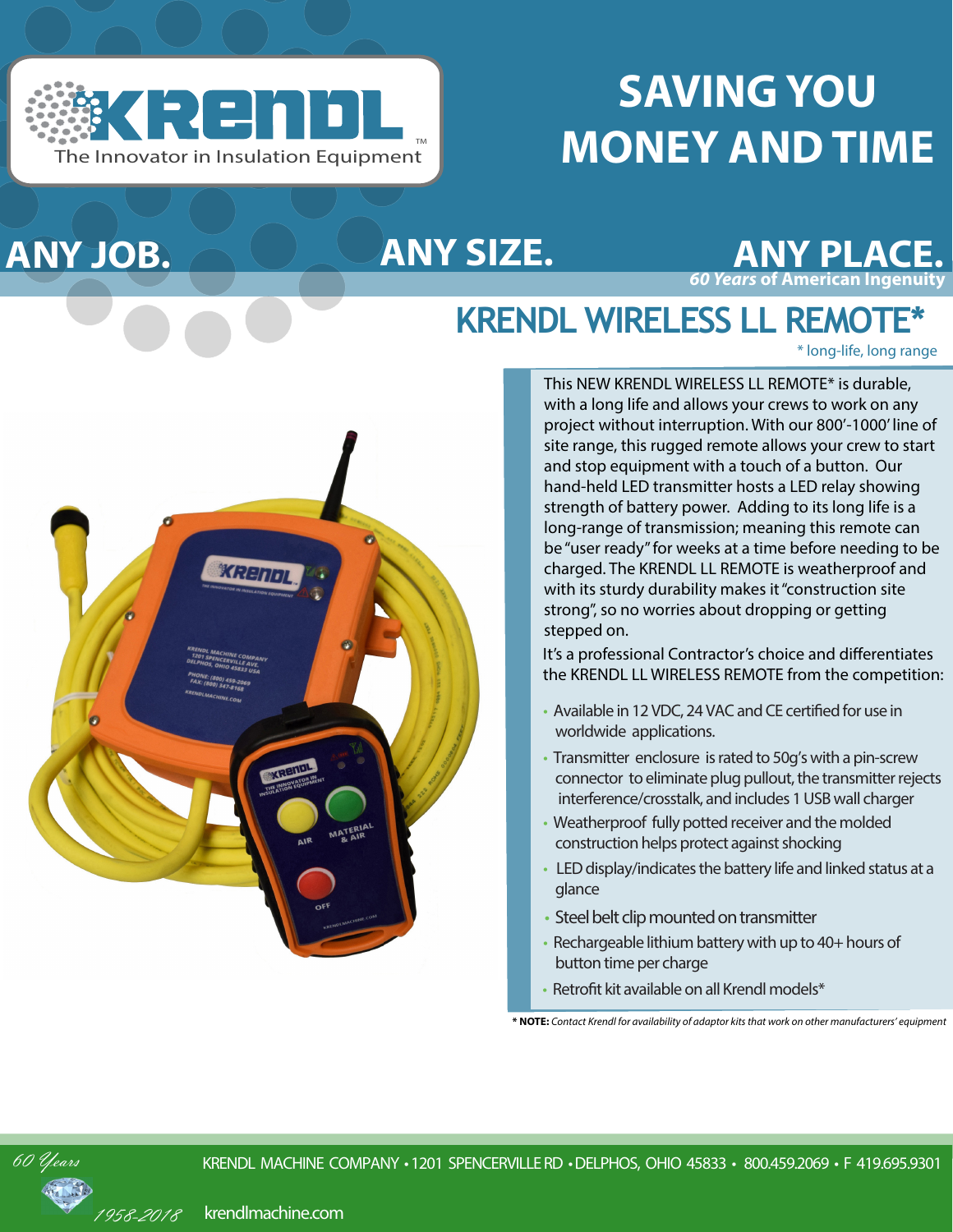# SAVING YOU MONEY AND TIME

**ANY JOB. ANY SIZE. ANY PLACE.**

***60 Years* of American Ingenuity**

## KRENDL WIRELESS LL REMOTE*

\* long-life, long range

This NEW KRENDL WIRELESS LL REMOTE* is durable, with a long life and allows your crews to work on any project without interruption. With our 800'-1000' line of site range, this rugged remote allows your crew to start and stop equipment with a touch of a button. Our hand-held LED transmitter hosts a LED relay showing strength of battery power. Adding to its long life is a long-range of transmission; meaning this remote can be "user ready" for weeks at a time before needing to be charged. The KRENDL LL REMOTE is weatherproof and with its sturdy durability makes it "construction site strong", so no worries about dropping or getting stepped on.

It's a professional Contractor's choice and differentiates the KRENDL LL WIRELESS REMOTE from the competition:

- Available in 12 VDC, 24 VAC and CE certified for use in worldwide applications.
- Transmitter enclosure is rated to 50g's with a pin-screw connector to eliminate plug pullout, the transmitter rejects interference/crosstalk, and includes 1 USB wall charger
- Weatherproof fully potted receiver and the molded construction helps protect against shocking
- LED display/indicates the battery life and linked status at a glance
- Steel belt clip mounted on transmitter
- Rechargeable lithium battery with up to 40+ hours of button time per charge
- Retrofit kit available on all Krendl models*

**\* NOTE:** *Contact Krendl for availability of adaptor kits that work on other manufacturers' equipment*

*60 Years 1958-2018*

KRENDL MACHINE COMPANY • 1201 SPENCERVILLE RD • DELPHOS, OHIO 45833 • 800.459.2069 • F 419.695.9301

krendlmachine.com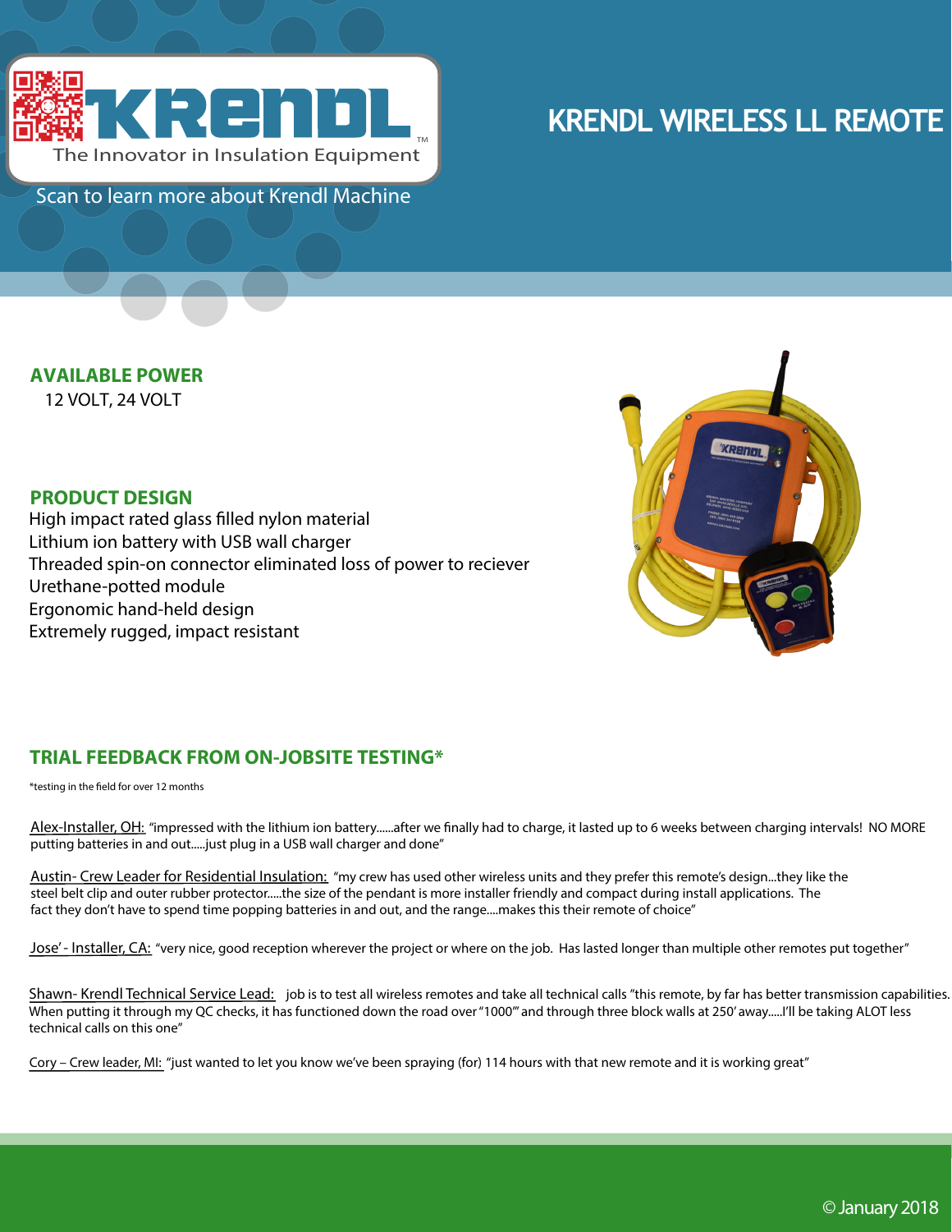KRENDL

The Innovator in Insulation Equipment™

Scan to learn more about Krendl Machine

# KRENDL WIRELESS LL REMOTE

## AVAILABLE POWER

12 VOLT, 24 VOLT

## PRODUCT DESIGN

High impact rated glass filled nylon material
Lithium ion battery with USB wall charger
Threaded spin-on connector eliminated loss of power to reciever
Urethane-potted module
Ergonomic hand-held design
Extremely rugged, impact resistant

## TRIAL FEEDBACK FROM ON-JOBSITE TESTING*

*testing in the field for over 12 months

Alex-Installer, OH: "impressed with the lithium ion battery......after we finally had to charge, it lasted up to 6 weeks between charging intervals! NO MORE putting batteries in and out.....just plug in a USB wall charger and done"

Austin- Crew Leader for Residential Insulation: "my crew has used other wireless units and they prefer this remote's design...they like the steel belt clip and outer rubber protector.....the size of the pendant is more installer friendly and compact during install applications. The fact they don't have to spend time popping batteries in and out, and the range....makes this their remote of choice"

Jose' - Installer, CA: "very nice, good reception wherever the project or where on the job. Has lasted longer than multiple other remotes put together"

Shawn- Krendl Technical Service Lead: job is to test all wireless remotes and take all technical calls "this remote, by far has better transmission capabilities. When putting it through my QC checks, it has functioned down the road over "1000'" and through three block walls at 250' away.....I'll be taking ALOT less technical calls on this one"

Cory – Crew leader, MI: "just wanted to let you know we've been spraying (for) 114 hours with that new remote and it is working great"

© January 2018